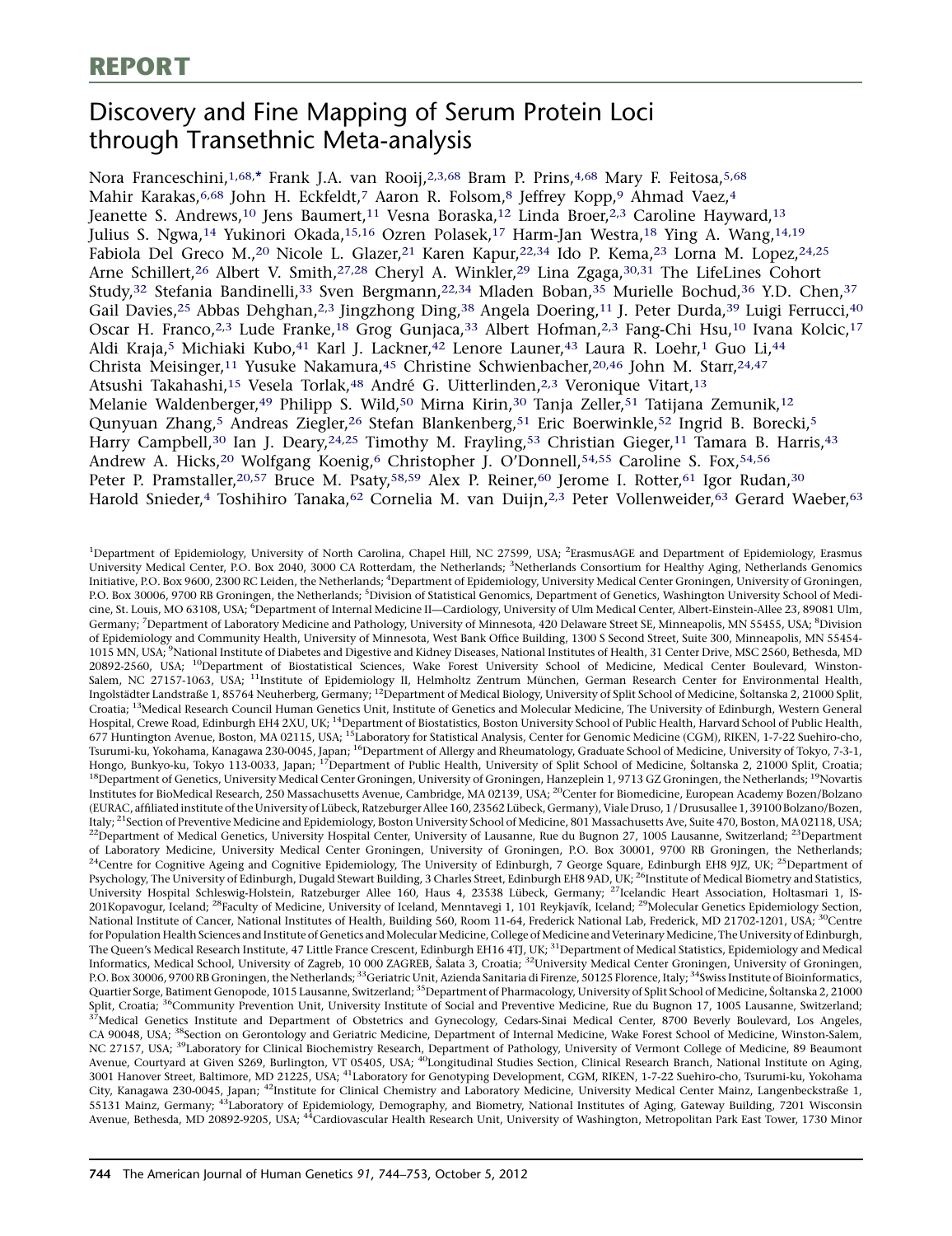REPORT

# Discovery and Fine Mapping of Serum Protein Loci through Transethnic Meta-analysis

Nora Franceschini,[1,68,*] Frank J.A. van Rooij,[2,3,68] Bram P. Prins,[4,68] Mary F. Feitosa,[5,68] Mahir Karakas,[6,68] John H. Eckfeldt,[7] Aaron R. Folsom,[8] Jeffrey Kopp,[9] Ahmad Vaez,[4] Jeanette S. Andrews,[10] Jens Baumert,[11] Vesna Boraska,[12] Linda Broer,[2,3] Caroline Hayward,[13] Julius S. Ngwa,[14] Yukinori Okada,[15,16] Ozren Polasek,[17] Harm-Jan Westra,[18] Ying A. Wang,[14,19] Fabiola Del Greco M.,[20] Nicole L. Glazer,[21] Karen Kapur,[22,34] Ido P. Kema,[23] Lorna M. Lopez,[24,25] Arne Schillert,[26] Albert V. Smith,[27,28] Cheryl A. Winkler,[29] Lina Zgaga,[30,31] The LifeLines Cohort Study,[32] Stefania Bandinelli,[33] Sven Bergmann,[22,34] Mladen Boban,[35] Murielle Bochud,[36] Y.D. Chen,[37] Gail Davies,[25] Abbas Dehghan,[2,3] Jingzhong Ding,[38] Angela Doering,[11] J. Peter Durda,[39] Luigi Ferrucci,[40] Oscar H. Franco,[2,3] Lude Franke,[18] Grog Gunjaca,[33] Albert Hofman,[2,3] Fang-Chi Hsu,[10] Ivana Kolcic,[17] Aldi Kraja,[5] Michiaki Kubo,[41] Karl J. Lackner,[42] Lenore Launer,[43] Laura R. Loehr,[1] Guo Li,[44] Christa Meisinger,[11] Yusuke Nakamura,[45] Christine Schwienbacher,[20,46] John M. Starr,[24,47] Atsushi Takahashi,[15] Vesela Torlak,[48] André G. Uitterlinden,[2,3] Veronique Vitart,[13] Melanie Waldenberger,[49] Philipp S. Wild,[50] Mirna Kirin,[30] Tanja Zeller,[51] Tatijana Zemunik,[12] Qunyuan Zhang,[5] Andreas Ziegler,[26] Stefan Blankenberg,[51] Eric Boerwinkle,[52] Ingrid B. Borecki,[5] Harry Campbell,[30] Ian J. Deary,[24,25] Timothy M. Frayling,[53] Christian Gieger,[11] Tamara B. Harris,[43] Andrew A. Hicks,[20] Wolfgang Koenig,[6] Christopher J. O'Donnell,[54,55] Caroline S. Fox,[54,56] Peter P. Pramstaller,[20,57] Bruce M. Psaty,[58,59] Alex P. Reiner,[60] Jerome I. Rotter,[61] Igor Rudan,[30] Harold Snieder,[4] Toshihiro Tanaka,[62] Cornelia M. van Duijn,[2,3] Peter Vollenweider,[63] Gerard Waeber,[63]

[1]Department of Epidemiology, University of North Carolina, Chapel Hill, NC 27599, USA; [2]ErasmusAGE and Department of Epidemiology, Erasmus University Medical Center, P.O. Box 2040, 3000 CA Rotterdam, the Netherlands; [3]Netherlands Consortium for Healthy Aging, Netherlands Genomics Initiative, P.O. Box 9600, 2300 RC Leiden, the Netherlands; [4]Department of Epidemiology, University Medical Center Groningen, University of Groningen, P.O. Box 30006, 9700 RB Groningen, the Netherlands; [5]Division of Statistical Genomics, Department of Genetics, Washington University School of Medicine, St. Louis, MO 63108, USA; [6]Department of Internal Medicine II—Cardiology, University of Ulm Medical Center, Albert-Einstein-Allee 23, 89081 Ulm, Germany; [7]Department of Laboratory Medicine and Pathology, University of Minnesota, 420 Delaware Street SE, Minneapolis, MN 55455, USA; [8]Division of Epidemiology and Community Health, University of Minnesota, West Bank Office Building, 1300 S Second Street, Suite 300, Minneapolis, MN 55454-1015 MN, USA; [9]National Institute of Diabetes and Digestive and Kidney Diseases, National Institutes of Health, 31 Center Drive, MSC 2560, Bethesda, MD 20892-2560, USA; [10]Department of Biostatistical Sciences, Wake Forest University School of Medicine, Medical Center Boulevard, Winston-Salem, NC 27157-1063, USA; [11]Institute of Epidemiology II, Helmholtz Zentrum München, German Research Center for Environmental Health, Ingolstädter Landstraße 1, 85764 Neuherberg, Germany; [12]Department of Medical Biology, University of Split School of Medicine, Šoltanska 2, 21000 Split, Croatia; [13]Medical Research Council Human Genetics Unit, Institute of Genetics and Molecular Medicine, The University of Edinburgh, Western General Hospital, Crewe Road, Edinburgh EH4 2XU, UK; [14]Department of Biostatistics, Boston University School of Public Health, Harvard School of Public Health, 677 Huntington Avenue, Boston, MA 02115, USA; [15]Laboratory for Statistical Analysis, Center for Genomic Medicine (CGM), RIKEN, 1-7-22 Suehiro-cho, Tsurumi-ku, Yokohama, Kanagawa 230-0045, Japan; [16]Department of Allergy and Rheumatology, Graduate School of Medicine, University of Tokyo, 7-3-1, Hongo, Bunkyo-ku, Tokyo 113-0033, Japan; [17]Department of Public Health, University of Split School of Medicine, Šoltanska 2, 21000 Split, Croatia; [18]Department of Genetics, University Medical Center Groningen, University of Groningen, Hanzeplein 1, 9713 GZ Groningen, the Netherlands; [19]Novartis Institutes for BioMedical Research, 250 Massachusetts Avenue, Cambridge, MA 02139, USA; [20]Center for Biomedicine, European Academy Bozen/Bolzano (EURAC, affiliated institute of the University of Lübeck, Ratzeburger Allee 160, 23562 Lübeck, Germany), Viale Druso, 1 / Drususallee 1, 39100 Bolzano/Bozen, Italy; [21]Section of Preventive Medicine and Epidemiology, Boston University School of Medicine, 801 Massachusetts Ave, Suite 470, Boston, MA 02118, USA; [22]Department of Medical Genetics, University Hospital Center, University of Lausanne, Rue du Bugnon 27, 1005 Lausanne, Switzerland; [23]Department of Laboratory Medicine, University Medical Center Groningen, University of Groningen, P.O. Box 30001, 9700 RB Groningen, the Netherlands; [24]Centre for Cognitive Ageing and Cognitive Epidemiology, The University of Edinburgh, 7 George Square, Edinburgh EH8 9JZ, UK; [25]Department of Psychology, The University of Edinburgh, Dugald Stewart Building, 3 Charles Street, Edinburgh EH8 9AD, UK; [26]Institute of Medical Biometry and Statistics, University Hospital Schleswig-Holstein, Ratzeburger Allee 160, Haus 4, 23538 Lübeck, Germany; [27]Icelandic Heart Association, Holtasmari 1, IS-201Kopavogur, Iceland; [28]Faculty of Medicine, University of Iceland, Menntavegi 1, 101 Reykjavík, Iceland; [29]Molecular Genetics Epidemiology Section, National Institute of Cancer, National Institutes of Health, Building 560, Room 11-64, Frederick National Lab, Frederick, MD 21702-1201, USA; [30]Centre for Population Health Sciences and Institute of Genetics and Molecular Medicine, College of Medicine and Veterinary Medicine, The University of Edinburgh, The Queen's Medical Research Institute, 47 Little France Crescent, Edinburgh EH16 4TJ, UK; [31]Department of Medical Statistics, Epidemiology and Medical Informatics, Medical School, University of Zagreb, 10 000 ZAGREB, Šalata 3, Croatia; [32]University Medical Center Groningen, University of Groningen, P.O. Box 30006, 9700 RB Groningen, the Netherlands; [33]Geriatric Unit, Azienda Sanitaria di Firenze, 50125 Florence, Italy; [34]Swiss Institute of Bioinformatics, Quartier Sorge, Batiment Genopode, 1015 Lausanne, Switzerland; [35]Department of Pharmacology, University of Split School of Medicine, Šoltanska 2, 21000 Split, Croatia; [36]Community Prevention Unit, University Institute of Social and Preventive Medicine, Rue du Bugnon 17, 1005 Lausanne, Switzerland; [37]Medical Genetics Institute and Department of Obstetrics and Gynecology, Cedars-Sinai Medical Center, 8700 Beverly Boulevard, Los Angeles, CA 90048, USA; [38]Section on Gerontology and Geriatric Medicine, Department of Internal Medicine, Wake Forest School of Medicine, Winston-Salem, NC 27157, USA; [39]Laboratory for Clinical Biochemistry Research, Department of Pathology, University of Vermont College of Medicine, 89 Beaumont Avenue, Courtyard at Given S269, Burlington, VT 05405, USA; [40]Longitudinal Studies Section, Clinical Research Branch, National Institute on Aging, 3001 Hanover Street, Baltimore, MD 21225, USA; [41]Laboratory for Genotyping Development, CGM, RIKEN, 1-7-22 Suehiro-cho, Tsurumi-ku, Yokohama City, Kanagawa 230-0045, Japan; [42]Institute for Clinical Chemistry and Laboratory Medicine, University Medical Center Mainz, Langenbeckstraße 1, 55131 Mainz, Germany; [43]Laboratory of Epidemiology, Demography, and Biometry, National Institutes of Aging, Gateway Building, 7201 Wisconsin Avenue, Bethesda, MD 20892-9205, USA; [44]Cardiovascular Health Research Unit, University of Washington, Metropolitan Park East Tower, 1730 Minor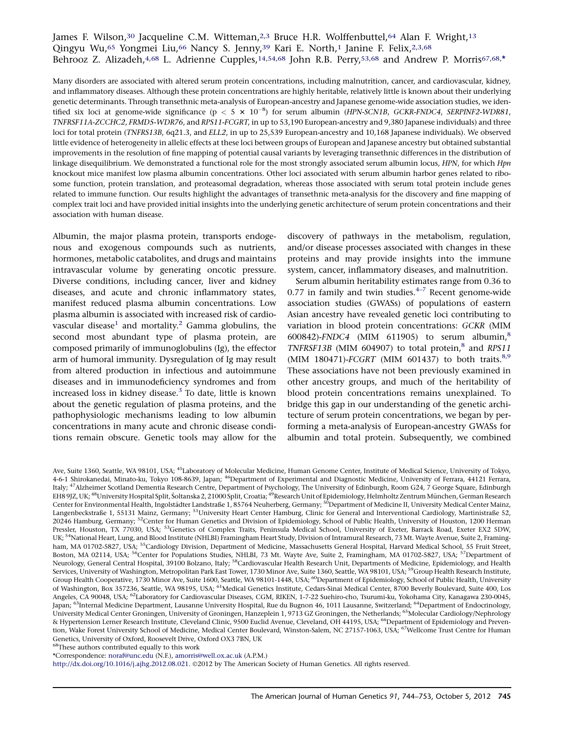James F. Wilson,[30] Jacqueline C.M. Witteman,[2,3] Bruce H.R. Wolffenbuttel,[64] Alan F. Wright,[13] Qingyu Wu,[65] Yongmei Liu,[66] Nancy S. Jenny,[39] Kari E. North,[1] Janine F. Felix,[2,3,68] Behrooz Z. Alizadeh,[4,68] L. Adrienne Cupples,[14,54,68] John R.B. Perry,[53,68] and Andrew P. Morris[67,68,*]

Many disorders are associated with altered serum protein concentrations, including malnutrition, cancer, and cardiovascular, kidney, and inflammatory diseases. Although these protein concentrations are highly heritable, relatively little is known about their underlying genetic determinants. Through transethnic meta-analysis of European-ancestry and Japanese genome-wide association studies, we identified six loci at genome-wide significance ($p < 5 \times 10^{-8}$) for serum albumin (*HPN-SCN1B*, *GCKR-FNDC4*, *SERPINF2-WDR81*, *TNFRSF11A-ZCCHC2*, *FRMD5-WDR76*, and *RPS11-FCGRT*, in up to 53,190 European-ancestry and 9,380 Japanese individuals) and three loci for total protein (*TNFRS13B*, 6q21.3, and *ELL2*, in up to 25,539 European-ancestry and 10,168 Japanese individuals). We observed little evidence of heterogeneity in allelic effects at these loci between groups of European and Japanese ancestry but obtained substantial improvements in the resolution of fine mapping of potential causal variants by leveraging transethnic differences in the distribution of linkage disequilibrium. We demonstrated a functional role for the most strongly associated serum albumin locus, *HPN*, for which *Hpn* knockout mice manifest low plasma albumin concentrations. Other loci associated with serum albumin harbor genes related to ribosome function, protein translation, and proteasomal degradation, whereas those associated with serum total protein include genes related to immune function. Our results highlight the advantages of transethnic meta-analysis for the discovery and fine mapping of complex trait loci and have provided initial insights into the underlying genetic architecture of serum protein concentrations and their association with human disease.

Albumin, the major plasma protein, transports endogenous and exogenous compounds such as nutrients, hormones, metabolic catabolites, and drugs and maintains intravascular volume by generating oncotic pressure. Diverse conditions, including cancer, liver and kidney diseases, and acute and chronic inflammatory states, manifest reduced plasma albumin concentrations. Low plasma albumin is associated with increased risk of cardiovascular disease[1] and mortality.[2] Gamma globulins, the second most abundant type of plasma protein, are composed primarily of immunoglobulins (Ig), the effector arm of humoral immunity. Dysregulation of Ig may result from altered production in infectious and autoimmune diseases and in immunodeficiency syndromes and from increased loss in kidney disease.[3] To date, little is known about the genetic regulation of plasma proteins, and the pathophysiologic mechanisms leading to low albumin concentrations in many acute and chronic disease conditions remain obscure. Genetic tools may allow for the discovery of pathways in the metabolism, regulation, and/or disease processes associated with changes in these proteins and may provide insights into the immune system, cancer, inflammatory diseases, and malnutrition.

Serum albumin heritability estimates range from 0.36 to 0.77 in family and twin studies.[4–7] Recent genome-wide association studies (GWASs) of populations of eastern Asian ancestry have revealed genetic loci contributing to variation in blood protein concentrations: *GCKR* (MIM 600842)-*FNDC4* (MIM 611905) to serum albumin,[8] *TNFRSF13B* (MIM 604907) to total protein,[8] and *RPS11* (MIM 180471)-*FCGRT* (MIM 601437) to both traits.[8,9] These associations have not been previously examined in other ancestry groups, and much of the heritability of blood protein concentrations remains unexplained. To bridge this gap in our understanding of the genetic architecture of serum protein concentrations, we began by performing a meta-analysis of European-ancestry GWASs for albumin and total protein. Subsequently, we combined

Ave, Suite 1360, Seattle, WA 98101, USA; [45]Laboratory of Molecular Medicine, Human Genome Center, Institute of Medical Science, University of Tokyo, 4-6-1 Shirokanedai, Minato-ku, Tokyo 108-8639, Japan; [46]Department of Experimental and Diagnostic Medicine, University of Ferrara, 44121 Ferrara, Italy; [47]Alzheimer Scotland Dementia Research Centre, Department of Psychology, The University of Edinburgh, Room G24, 7 George Square, Edinburgh EH8 9JZ, UK; [48]University Hospital Split, Šoltanska 2, 21000 Split, Croatia; [49]Research Unit of Epidemiology, Helmholtz Zentrum München, German Research Center for Environmental Health, Ingolstädter Landstraße 1, 85764 Neuherberg, Germany; [50]Department of Medicine II, University Medical Center Mainz, Langenbeckstraße 1, 55131 Mainz, Germany; [51]University Heart Center Hamburg, Clinic for General and Interventional Cardiology, Martinistraße 52, 20246 Hamburg, Germany; [52]Center for Human Genetics and Division of Epidemiology, School of Public Health, University of Houston, 1200 Herman Pressler, Houston, TX 77030, USA; [53]Genetics of Complex Traits, Peninsula Medical School, University of Exeter, Barrack Road, Exeter EX2 5DW, UK; [54]National Heart, Lung, and Blood Institute (NHLBI) Framingham Heart Study, Division of Intramural Research, 73 Mt. Wayte Avenue, Suite 2, Framingham, MA 01702-5827, USA; [55]Cardiology Division, Department of Medicine, Massachusetts General Hospital, Harvard Medical School, 55 Fruit Street, Boston, MA 02114, USA; [56]Center for Populations Studies, NHLBI, 73 Mt. Wayte Ave, Suite 2, Framingham, MA 01702-5827, USA; [57]Department of Neurology, General Central Hospital, 39100 Bolzano, Italy; [58]Cardiovascular Health Research Unit, Departments of Medicine, Epidemiology, and Health Services, University of Washington, Metropolitan Park East Tower, 1730 Minor Ave, Suite 1360, Seattle, WA 98101, USA; [59]Group Health Research Institute, Group Health Cooperative, 1730 Minor Ave, Suite 1600, Seattle, WA 98101-1448, USA; [60]Department of Epidemiology, School of Public Health, University of Washington, Box 357236, Seattle, WA 98195, USA; [61]Medical Genetics Institute, Cedars-Sinai Medical Center, 8700 Beverly Boulevard, Suite 400, Los Angeles, CA 90048, USA; [62]Laboratory for Cardiovascular Diseases, CGM, RIKEN, 1-7-22 Suehiro-cho, Tsurumi-ku, Yokohama City, Kanagawa 230-0045, Japan; [63]Internal Medicine Department, Lausanne University Hospital, Rue du Bugnon 46, 1011 Lausanne, Switzerland; [64]Department of Endocrinology, University Medical Center Groningen, University of Groningen, Hanzeplein 1, 9713 GZ Groningen, the Netherlands; [65]Molecular Cardiology/Nephrology & Hypertension Lerner Research Institute, Cleveland Clinic, 9500 Euclid Avenue, Cleveland, OH 44195, USA; [66]Department of Epidemiology and Prevention, Wake Forest University School of Medicine, Medical Center Boulevard, Winston-Salem, NC 27157-1063, USA; [67]Wellcome Trust Centre for Human Genetics, University of Oxford, Roosevelt Drive, Oxford OX3 7BN, UK

[68]These authors contributed equally to this work

*Correspondence: noraf@unc.edu (N.F.), amorris@well.ox.ac.uk (A.P.M.)

http://dx.doi.org/10.1016/j.ajhg.2012.08.021. ©2012 by The American Society of Human Genetics. All rights reserved.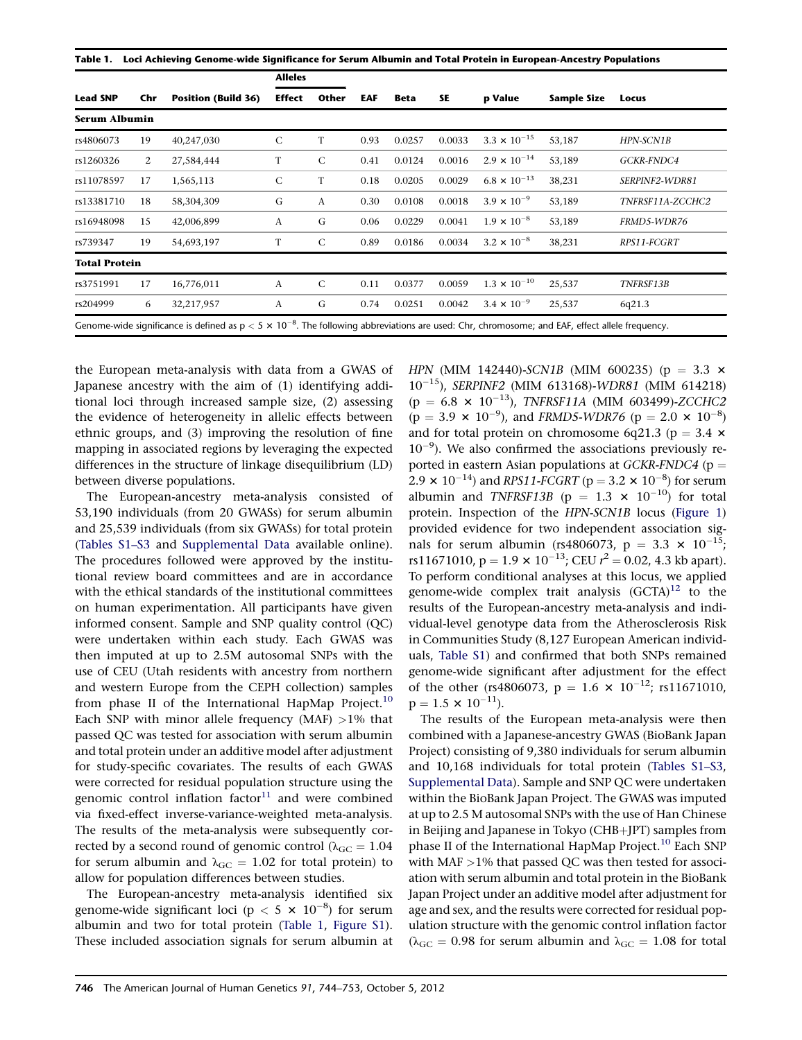**Table 1. Loci Achieving Genome-wide Significance for Serum Albumin and Total Protein in European-Ancestry Populations**

| Lead SNP | Chr | Position (Build 36) | Alleles | | EAF | Beta | SE | p Value | Sample Size | Locus |
|---|---|---|---|---|---|---|---|---|---|---|
| | | | Effect | Other | | | | | | |
| **Serum Albumin** | | | | | | | | | | |
| rs4806073 | 19 | 40,247,030 | C | T | 0.93 | 0.0257 | 0.0033 | $3.3 \times 10^{-15}$ | 53,187 | *HPN-SCN1B* |
| rs1260326 | 2 | 27,584,444 | T | C | 0.41 | 0.0124 | 0.0016 | $2.9 \times 10^{-14}$ | 53,189 | *GCKR-FNDC4* |
| rs11078597 | 17 | 1,565,113 | C | T | 0.18 | 0.0205 | 0.0029 | $6.8 \times 10^{-13}$ | 38,231 | *SERPINF2-WDR81* |
| rs13381710 | 18 | 58,304,309 | G | A | 0.30 | 0.0108 | 0.0018 | $3.9 \times 10^{-9}$ | 53,189 | *TNFRSF11A-ZCCHC2* |
| rs16948098 | 15 | 42,006,899 | A | G | 0.06 | 0.0229 | 0.0041 | $1.9 \times 10^{-8}$ | 53,189 | *FRMD5-WDR76* |
| rs739347 | 19 | 54,693,197 | T | C | 0.89 | 0.0186 | 0.0034 | $3.2 \times 10^{-8}$ | 38,231 | *RPS11-FCGRT* |
| **Total Protein** | | | | | | | | | | |
| rs3751991 | 17 | 16,776,011 | A | C | 0.11 | 0.0377 | 0.0059 | $1.3 \times 10^{-10}$ | 25,537 | *TNFRSF13B* |
| rs204999 | 6 | 32,217,957 | A | G | 0.74 | 0.0251 | 0.0042 | $3.4 \times 10^{-9}$ | 25,537 | 6q21.3 |

Genome-wide significance is defined as $p < 5 \times 10^{-8}$. The following abbreviations are used: Chr, chromosome; and EAF, effect allele frequency.

the European meta-analysis with data from a GWAS of Japanese ancestry with the aim of (1) identifying additional loci through increased sample size, (2) assessing the evidence of heterogeneity in allelic effects between ethnic groups, and (3) improving the resolution of fine mapping in associated regions by leveraging the expected differences in the structure of linkage disequilibrium (LD) between diverse populations.

The European-ancestry meta-analysis consisted of 53,190 individuals (from 20 GWASs) for serum albumin and 25,539 individuals (from six GWASs) for total protein (Tables S1–S3 and Supplemental Data available online). The procedures followed were approved by the institutional review board committees and are in accordance with the ethical standards of the institutional committees on human experimentation. All participants have given informed consent. Sample and SNP quality control (QC) were undertaken within each study. Each GWAS was then imputed at up to 2.5M autosomal SNPs with the use of CEU (Utah residents with ancestry from northern and western Europe from the CEPH collection) samples from phase II of the International HapMap Project.[10] Each SNP with minor allele frequency (MAF) >1% that passed QC was tested for association with serum albumin and total protein under an additive model after adjustment for study-specific covariates. The results of each GWAS were corrected for residual population structure using the genomic control inflation factor[11] and were combined via fixed-effect inverse-variance-weighted meta-analysis. The results of the meta-analysis were subsequently corrected by a second round of genomic control ($\lambda_{GC} = 1.04$ for serum albumin and $\lambda_{GC} = 1.02$ for total protein) to allow for population differences between studies.

The European-ancestry meta-analysis identified six genome-wide significant loci ($p < 5 \times 10^{-8}$) for serum albumin and two for total protein (Table 1, Figure S1). These included association signals for serum albumin at *HPN* (MIM 142440)-*SCN1B* (MIM 600235) ($p = 3.3 \times 10^{-15}$), *SERPINF2* (MIM 613168)-*WDR81* (MIM 614218) ($p = 6.8 \times 10^{-13}$), *TNFRSF11A* (MIM 603499)-*ZCCHC2* ($p = 3.9 \times 10^{-9}$), and *FRMD5-WDR76* ($p = 2.0 \times 10^{-8}$) and for total protein on chromosome 6q21.3 ($p = 3.4 \times 10^{-9}$). We also confirmed the associations previously reported in eastern Asian populations at *GCKR-FNDC4* ($p = 2.9 \times 10^{-14}$) and *RPS11-FCGRT* ($p = 3.2 \times 10^{-8}$) for serum albumin and *TNFRSF13B* ($p = 1.3 \times 10^{-10}$) for total protein. Inspection of the *HPN-SCN1B* locus (Figure 1) provided evidence for two independent association signals for serum albumin (rs4806073, $p = 3.3 \times 10^{-15}$; rs11671010, $p = 1.9 \times 10^{-13}$; CEU $r^2 = 0.02$, 4.3 kb apart). To perform conditional analyses at this locus, we applied genome-wide complex trait analysis (GCTA)[12] to the results of the European-ancestry meta-analysis and individual-level genotype data from the Atherosclerosis Risk in Communities Study (8,127 European American individuals, Table S1) and confirmed that both SNPs remained genome-wide significant after adjustment for the effect of the other (rs4806073, $p = 1.6 \times 10^{-12}$; rs11671010, $p = 1.5 \times 10^{-11}$).

The results of the European meta-analysis were then combined with a Japanese-ancestry GWAS (BioBank Japan Project) consisting of 9,380 individuals for serum albumin and 10,168 individuals for total protein (Tables S1–S3, Supplemental Data). Sample and SNP QC were undertaken within the BioBank Japan Project. The GWAS was imputed at up to 2.5 M autosomal SNPs with the use of Han Chinese in Beijing and Japanese in Tokyo (CHB+JPT) samples from phase II of the International HapMap Project.[10] Each SNP with MAF >1% that passed QC was then tested for association with serum albumin and total protein in the BioBank Japan Project under an additive model after adjustment for age and sex, and the results were corrected for residual population structure with the genomic control inflation factor ($\lambda_{GC} = 0.98$ for serum albumin and $\lambda_{GC} = 1.08$ for total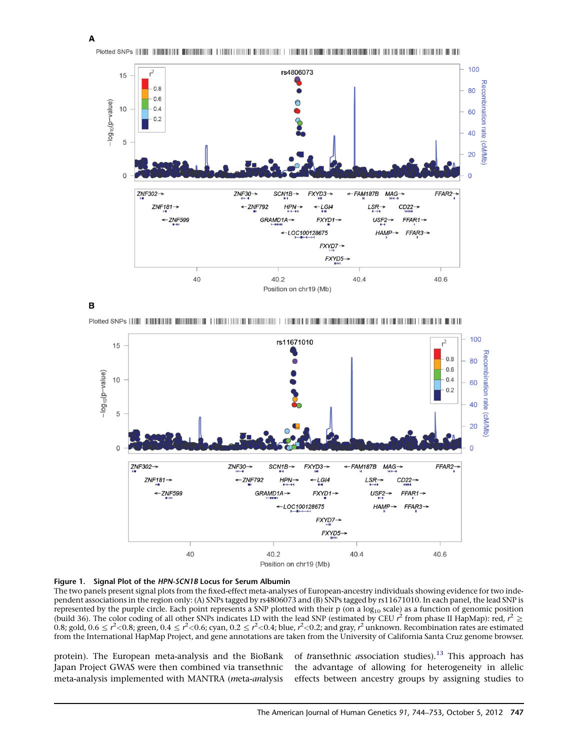**Figure 1. Signal Plot of the *HPN-SCN1B* Locus for Serum Albumin**

The two panels present signal plots from the fixed-effect meta-analyses of European-ancestry individuals showing evidence for two independent associations in the region only: (A) SNPs tagged by rs4806073 and (B) SNPs tagged by rs11671010. In each panel, the lead SNP is represented by the purple circle. Each point represents a SNP plotted with their p (on a $\log_{10}$ scale) as a function of genomic position (build 36). The color coding of all other SNPs indicates LD with the lead SNP (estimated by CEU $r^2$ from phase II HapMap): red, $r^2 \geq 0.8$; gold, $0.6 \leq r^2 < 0.8$; green, $0.4 \leq r^2 < 0.6$; cyan, $0.2 \leq r^2 < 0.4$; blue, $r^2 < 0.2$; and gray, $r^2$ unknown. Recombination rates are estimated from the International HapMap Project, and gene annotations are taken from the University of California Santa Cruz genome browser.

protein). The European meta-analysis and the BioBank Japan Project GWAS were then combined via transethnic meta-analysis implemented with MANTRA (*m*eta-*an*alysis of *tr*ansethnic *a*ssociation studies).[13] This approach has the advantage of allowing for heterogeneity in allelic effects between ancestry groups by assigning studies to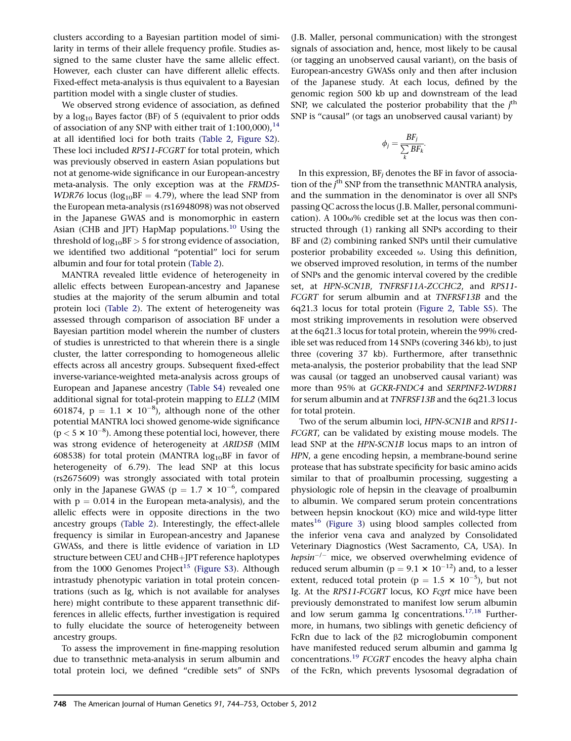clusters according to a Bayesian partition model of similarity in terms of their allele frequency profile. Studies assigned to the same cluster have the same allelic effect. However, each cluster can have different allelic effects. Fixed-effect meta-analysis is thus equivalent to a Bayesian partition model with a single cluster of studies.

We observed strong evidence of association, as defined by a $\log_{10}$ Bayes factor (BF) of 5 (equivalent to prior odds of association of any SNP with either trait of 1:100,000),[14] at all identified loci for both traits (Table 2, Figure S2). These loci included *RPS11-FCGRT* for total protein, which was previously observed in eastern Asian populations but not at genome-wide significance in our European-ancestry meta-analysis. The only exception was at the *FRMD5-WDR76* locus ($\log_{10}$BF = 4.79), where the lead SNP from the European meta-analysis (rs16948098) was not observed in the Japanese GWAS and is monomorphic in eastern Asian (CHB and JPT) HapMap populations.[10] Using the threshold of $\log_{10}$BF > 5 for strong evidence of association, we identified two additional "potential" loci for serum albumin and four for total protein (Table 2).

MANTRA revealed little evidence of heterogeneity in allelic effects between European-ancestry and Japanese studies at the majority of the serum albumin and total protein loci (Table 2). The extent of heterogeneity was assessed through comparison of association BF under a Bayesian partition model wherein the number of clusters of studies is unrestricted to that wherein there is a single cluster, the latter corresponding to homogeneous allelic effects across all ancestry groups. Subsequent fixed-effect inverse-variance-weighted meta-analysis across groups of European and Japanese ancestry (Table S4) revealed one additional signal for total-protein mapping to *ELL2* (MIM 601874, $p = 1.1 \times 10^{-8}$), although none of the other potential MANTRA loci showed genome-wide significance ($p < 5 \times 10^{-8}$). Among these potential loci, however, there was strong evidence of heterogeneity at *ARID5B* (MIM 608538) for total protein (MANTRA $\log_{10}$BF in favor of heterogeneity of 6.79). The lead SNP at this locus (rs2675609) was strongly associated with total protein only in the Japanese GWAS ($p = 1.7 \times 10^{-6}$, compared with $p = 0.014$ in the European meta-analysis), and the allelic effects were in opposite directions in the two ancestry groups (Table 2). Interestingly, the effect-allele frequency is similar in European-ancestry and Japanese GWASs, and there is little evidence of variation in LD structure between CEU and CHB+JPT reference haplotypes from the 1000 Genomes Project[15] (Figure S3). Although intrastudy phenotypic variation in total protein concentrations (such as Ig, which is not available for analyses here) might contribute to these apparent transethnic differences in allelic effects, further investigation is required to fully elucidate the source of heterogeneity between ancestry groups.

To assess the improvement in fine-mapping resolution due to transethnic meta-analysis in serum albumin and total protein loci, we defined "credible sets" of SNPs (J.B. Maller, personal communication) with the strongest signals of association and, hence, most likely to be causal (or tagging an unobserved causal variant), on the basis of European-ancestry GWASs only and then after inclusion of the Japanese study. At each locus, defined by the genomic region 500 kb up and downstream of the lead SNP, we calculated the posterior probability that the $j^{th}$ SNP is "causal" (or tags an unobserved causal variant) by

$$\phi_j = \frac{BF_j}{\sum_k BF_k}.$$

In this expression, $BF_j$ denotes the BF in favor of association of the $j^{th}$ SNP from the transethnic MANTRA analysis, and the summation in the denominator is over all SNPs passing QC across the locus (J.B. Maller, personal communication). A 100ω% credible set at the locus was then constructed through (1) ranking all SNPs according to their BF and (2) combining ranked SNPs until their cumulative posterior probability exceeded ω. Using this definition, we observed improved resolution, in terms of the number of SNPs and the genomic interval covered by the credible set, at *HPN-SCN1B*, *TNFRSF11A-ZCCHC2*, and *RPS11-FCGRT* for serum albumin and at *TNFRSF13B* and the 6q21.3 locus for total protein (Figure 2, Table S5). The most striking improvements in resolution were observed at the 6q21.3 locus for total protein, wherein the 99% credible set was reduced from 14 SNPs (covering 346 kb), to just three (covering 37 kb). Furthermore, after transethnic meta-analysis, the posterior probability that the lead SNP was causal (or tagged an unobserved causal variant) was more than 95% at *GCKR-FNDC4* and *SERPINF2-WDR81* for serum albumin and at *TNFRSF13B* and the 6q21.3 locus for total protein.

Two of the serum albumin loci, *HPN-SCN1B* and *RPS11-FCGRT*, can be validated by existing mouse models. The lead SNP at the *HPN-SCN1B* locus maps to an intron of *HPN*, a gene encoding hepsin, a membrane-bound serine protease that has substrate specificity for basic amino acids similar to that of proalbumin processing, suggesting a physiologic role of hepsin in the cleavage of proalbumin to albumin. We compared serum protein concentrations between hepsin knockout (KO) mice and wild-type litter mates[16] (Figure 3) using blood samples collected from the inferior vena cava and analyzed by Consolidated Veterinary Diagnostics (West Sacramento, CA, USA). In $hepsin^{-/-}$ mice, we observed overwhelming evidence of reduced serum albumin ($p = 9.1 \times 10^{-12}$) and, to a lesser extent, reduced total protein ($p = 1.5 \times 10^{-5}$), but not Ig. At the *RPS11-FCGRT* locus, KO *Fcgrt* mice have been previously demonstrated to manifest low serum albumin and low serum gamma Ig concentrations.[17,18] Furthermore, in humans, two siblings with genetic deficiency of FcRn due to lack of the β2 microglobumin component have manifested reduced serum albumin and gamma Ig concentrations.[19] *FCGRT* encodes the heavy alpha chain of the FcRn, which prevents lysosomal degradation of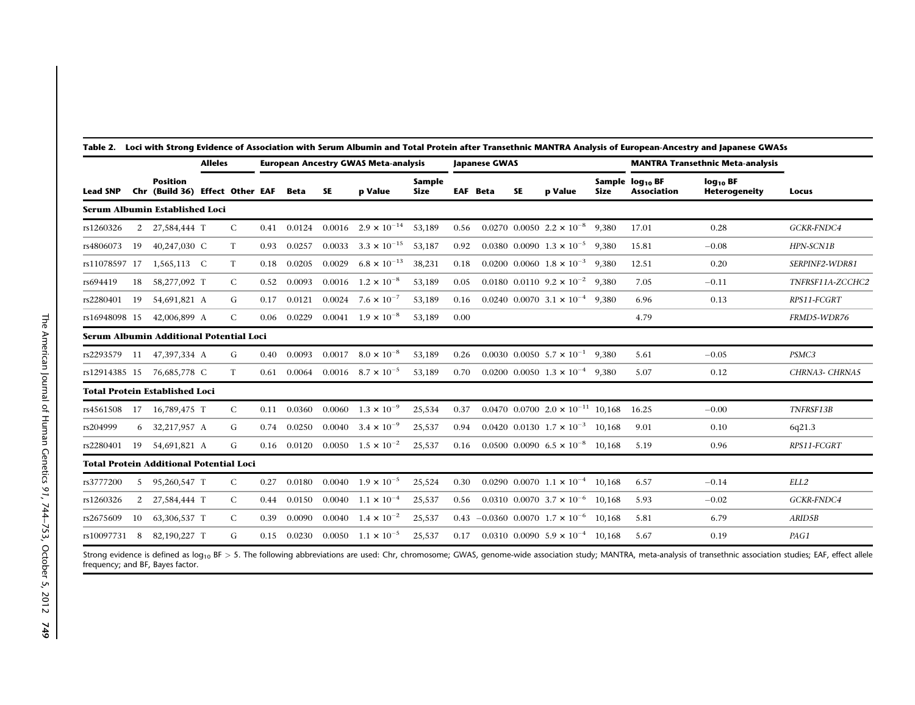**Table 2. Loci with Strong Evidence of Association with Serum Albumin and Total Protein after Transethnic MANTRA Analysis of European-Ancestry and Japanese GWASs**

| | | | Alleles | | European Ancestry GWAS Meta-analysis | | | | | Japanese GWAS | | | | | MANTRA Transethnic Meta-analysis | | |
|---|---|---|---|---|---|---|---|---|---|---|---|---|---|---|---|---|---|
| Lead SNP | Chr | Position (Build 36) | Effect | Other | EAF | Beta | SE | p Value | Sample Size | EAF | Beta | SE | p Value | Sample Size | $\log_{10}$ BF Association | $\log_{10}$ BF Heterogeneity | Locus |
| **Serum Albumin Established Loci** | | | | | | | | | | | | | | | | | |
| rs1260326 | 2 | 27,584,444 | T | C | 0.41 | 0.0124 | 0.0016 | $2.9 \times 10^{-14}$ | 53,189 | 0.56 | 0.0270 | 0.0050 | $2.2 \times 10^{-8}$ | 9,380 | 17.01 | 0.28 | *GCKR-FNDC4* |
| rs4806073 | 19 | 40,247,030 | C | T | 0.93 | 0.0257 | 0.0033 | $3.3 \times 10^{-15}$ | 53,187 | 0.92 | 0.0380 | 0.0090 | $1.3 \times 10^{-5}$ | 9,380 | 15.81 | −0.08 | *HPN-SCN1B* |
| rs11078597 | 17 | 1,565,113 | C | T | 0.18 | 0.0205 | 0.0029 | $6.8 \times 10^{-13}$ | 38,231 | 0.18 | 0.0200 | 0.0060 | $1.8 \times 10^{-3}$ | 9,380 | 12.51 | 0.20 | *SERPINF2-WDR81* |
| rs694419 | 18 | 58,277,092 | T | C | 0.52 | 0.0093 | 0.0016 | $1.2 \times 10^{-8}$ | 53,189 | 0.05 | 0.0180 | 0.0110 | $9.2 \times 10^{-2}$ | 9,380 | 7.05 | −0.11 | *TNFRSF11A-ZCCHC2* |
| rs2280401 | 19 | 54,691,821 | A | G | 0.17 | 0.0121 | 0.0024 | $7.6 \times 10^{-7}$ | 53,189 | 0.16 | 0.0240 | 0.0070 | $3.1 \times 10^{-4}$ | 9,380 | 6.96 | 0.13 | *RPS11-FCGRT* |
| rs16948098 | 15 | 42,006,899 | A | C | 0.06 | 0.0229 | 0.0041 | $1.9 \times 10^{-8}$ | 53,189 | 0.00 | | | | | 4.79 | | *FRMD5-WDR76* |
| **Serum Albumin Additional Potential Loci** | | | | | | | | | | | | | | | | | |
| rs2293579 | 11 | 47,397,334 | A | G | 0.40 | 0.0093 | 0.0017 | $8.0 \times 10^{-8}$ | 53,189 | 0.26 | 0.0030 | 0.0050 | $5.7 \times 10^{-1}$ | 9,380 | 5.61 | −0.05 | *PSMC3* |
| rs12914385 | 15 | 76,685,778 | C | T | 0.61 | 0.0064 | 0.0016 | $8.7 \times 10^{-5}$ | 53,189 | 0.70 | 0.0200 | 0.0050 | $1.3 \times 10^{-4}$ | 9,380 | 5.07 | 0.12 | *CHRNA3- CHRNA5* |
| **Total Protein Established Loci** | | | | | | | | | | | | | | | | | |
| rs4561508 | 17 | 16,789,475 | T | C | 0.11 | 0.0360 | 0.0060 | $1.3 \times 10^{-9}$ | 25,534 | 0.37 | 0.0470 | 0.0700 | $2.0 \times 10^{-11}$ | 10,168 | 16.25 | −0.00 | *TNFRSF13B* |
| rs204999 | 6 | 32,217,957 | A | G | 0.74 | 0.0250 | 0.0040 | $3.4 \times 10^{-9}$ | 25,537 | 0.94 | 0.0420 | 0.0130 | $1.7 \times 10^{-3}$ | 10,168 | 9.01 | 0.10 | 6q21.3 |
| rs2280401 | 19 | 54,691,821 | A | G | 0.16 | 0.0120 | 0.0050 | $1.5 \times 10^{-2}$ | 25,537 | 0.16 | 0.0500 | 0.0090 | $6.5 \times 10^{-8}$ | 10,168 | 5.19 | 0.96 | *RPS11-FCGRT* |
| **Total Protein Additional Potential Loci** | | | | | | | | | | | | | | | | | |
| rs3777200 | 5 | 95,260,547 | T | C | 0.27 | 0.0180 | 0.0040 | $1.9 \times 10^{-5}$ | 25,524 | 0.30 | 0.0290 | 0.0070 | $1.1 \times 10^{-4}$ | 10,168 | 6.57 | −0.14 | *ELL2* |
| rs1260326 | 2 | 27,584,444 | T | C | 0.44 | 0.0150 | 0.0040 | $1.1 \times 10^{-4}$ | 25,537 | 0.56 | 0.0310 | 0.0070 | $3.7 \times 10^{-6}$ | 10,168 | 5.93 | −0.02 | *GCKR-FNDC4* |
| rs2675609 | 10 | 63,306,537 | T | C | 0.39 | 0.0090 | 0.0040 | $1.4 \times 10^{-2}$ | 25,537 | 0.43 | −0.0360 | 0.0070 | $1.7 \times 10^{-6}$ | 10,168 | 5.81 | 6.79 | *ARID5B* |
| rs10097731 | 8 | 82,190,227 | T | G | 0.15 | 0.0230 | 0.0050 | $1.1 \times 10^{-5}$ | 25,537 | 0.17 | 0.0310 | 0.0090 | $5.9 \times 10^{-4}$ | 10,168 | 5.67 | 0.19 | *PAG1* |

Strong evidence is defined as $\log_{10}$ BF > 5. The following abbreviations are used: Chr, chromosome; GWAS, genome-wide association study; MANTRA, meta-analysis of transethnic association studies; EAF, effect allele frequency; and BF, Bayes factor.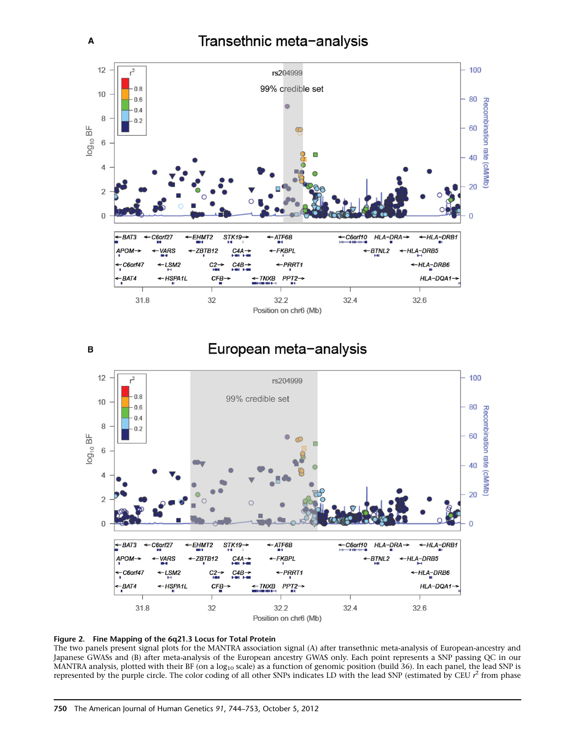**Figure 2. Fine Mapping of the 6q21.3 Locus for Total Protein**

The two panels present signal plots for the MANTRA association signal (A) after transethnic meta-analysis of European-ancestry and Japanese GWASs and (B) after meta-analysis of the European ancestry GWAS only. Each point represents a SNP passing QC in our MANTRA analysis, plotted with their BF (on a $\log_{10}$ scale) as a function of genomic position (build 36). In each panel, the lead SNP is represented by the purple circle. The color coding of all other SNPs indicates LD with the lead SNP (estimated by CEU $r^2$ from phase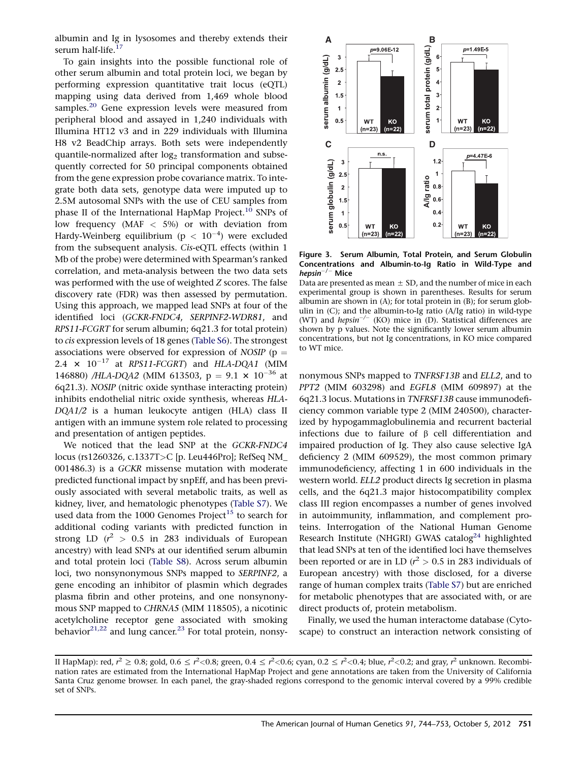albumin and Ig in lysosomes and thereby extends their serum half-life.[17]

To gain insights into the possible functional role of other serum albumin and total protein loci, we began by performing expression quantitative trait locus (eQTL) mapping using data derived from 1,469 whole blood samples.[20] Gene expression levels were measured from peripheral blood and assayed in 1,240 individuals with Illumina HT12 v3 and in 229 individuals with Illumina H8 v2 BeadChip arrays. Both sets were independently quantile-normalized after $\log_2$ transformation and subsequently corrected for 50 principal components obtained from the gene expression probe covariance matrix. To integrate both data sets, genotype data were imputed up to 2.5M autosomal SNPs with the use of CEU samples from phase II of the International HapMap Project.[10] SNPs of low frequency (MAF < 5%) or with deviation from Hardy-Weinberg equilibrium ($p < 10^{-4}$) were excluded from the subsequent analysis. *Cis*-eQTL effects (within 1 Mb of the probe) were determined with Spearman's ranked correlation, and meta-analysis between the two data sets was performed with the use of weighted *Z* scores. The false discovery rate (FDR) was then assessed by permutation. Using this approach, we mapped lead SNPs at four of the identified loci (*GCKR-FNDC4*, *SERPINF2-WDR81*, and *RPS11-FCGRT* for serum albumin; 6q21.3 for total protein) to *cis* expression levels of 18 genes (Table S6). The strongest associations were observed for expression of *NOSIP* ($p = 2.4 \times 10^{-17}$ at *RPS11-FCGRT*) and *HLA-DQA1* (MIM 146880) /*HLA-DQA2* (MIM 613503, $p = 9.1 \times 10^{-36}$ at 6q21.3). *NOSIP* (nitric oxide synthase interacting protein) inhibits endothelial nitric oxide synthesis, whereas *HLA-DQA1/2* is a human leukocyte antigen (HLA) class II antigen with an immune system role related to processing and presentation of antigen peptides.

We noticed that the lead SNP at the *GCKR-FNDC4* locus (rs1260326, c.1337T>C [p. Leu446Pro]; RefSeq NM_001486.3) is a *GCKR* missense mutation with moderate predicted functional impact by snpEff, and has been previously associated with several metabolic traits, as well as kidney, liver, and hematologic phenotypes (Table S7). We used data from the 1000 Genomes Project[15] to search for additional coding variants with predicted function in strong LD ($r^2 > 0.5$ in 283 individuals of European ancestry) with lead SNPs at our identified serum albumin and total protein loci (Table S8). Across serum albumin loci, two nonsynonymous SNPs mapped to *SERPINF2*, a gene encoding an inhibitor of plasmin which degrades plasma fibrin and other proteins, and one nonsynonymous SNP mapped to *CHRNA5* (MIM 118505), a nicotinic acetylcholine receptor gene associated with smoking behavior[21,22] and lung cancer.[23] For total protein, nonsynonymous SNPs mapped to *TNFRSF13B* and *ELL2*, and to *PPT2* (MIM 603298) and *EGFL8* (MIM 609897) at the 6q21.3 locus. Mutations in *TNFRSF13B* cause immunodeficiency common variable type 2 (MIM 240500), characterized by hypogammaglobulinemia and recurrent bacterial infections due to failure of β cell differentiation and impaired production of Ig. They also cause selective IgA deficiency 2 (MIM 609529), the most common primary immunodeficiency, affecting 1 in 600 individuals in the western world. *ELL2* product directs Ig secretion in plasma cells, and the 6q21.3 major histocompatibility complex class III region encompasses a number of genes involved in autoimmunity, inflammation, and complement proteins. Interrogation of the National Human Genome Research Institute (NHGRI) GWAS catalog[24] highlighted that lead SNPs at ten of the identified loci have themselves been reported or are in LD ($r^2 > 0.5$ in 283 individuals of European ancestry) with those disclosed, for a diverse range of human complex traits (Table S7) but are enriched for metabolic phenotypes that are associated with, or are direct products of, protein metabolism.

Finally, we used the human interactome database (Cytoscape) to construct an interaction network consisting of

**Figure 3. Serum Albumin, Total Protein, and Serum Globulin Concentrations and Albumin-to-Ig Ratio in Wild-Type and *hepsin*$^{-/-}$ Mice**

Data are presented as mean ± SD, and the number of mice in each experimental group is shown in parentheses. Results for serum albumin are shown in (A); for total protein in (B); for serum globulin in (C); and the albumin-to-Ig ratio (A/Ig ratio) in wild-type (WT) and *hepsin*$^{-/-}$ (KO) mice in (D). Statistical differences are shown by p values. Note the significantly lower serum albumin concentrations, but not Ig concentrations, in KO mice compared to WT mice.

II HapMap): red, $r^2 \geq 0.8$; gold, $0.6 \leq r^2 < 0.8$; green, $0.4 \leq r^2 < 0.6$; cyan, $0.2 \leq r^2 < 0.4$; blue, $r^2 < 0.2$; and gray, $r^2$ unknown. Recombination rates are estimated from the International HapMap Project and gene annotations are taken from the University of California Santa Cruz genome browser. In each panel, the gray-shaded regions correspond to the genomic interval covered by a 99% credible set of SNPs.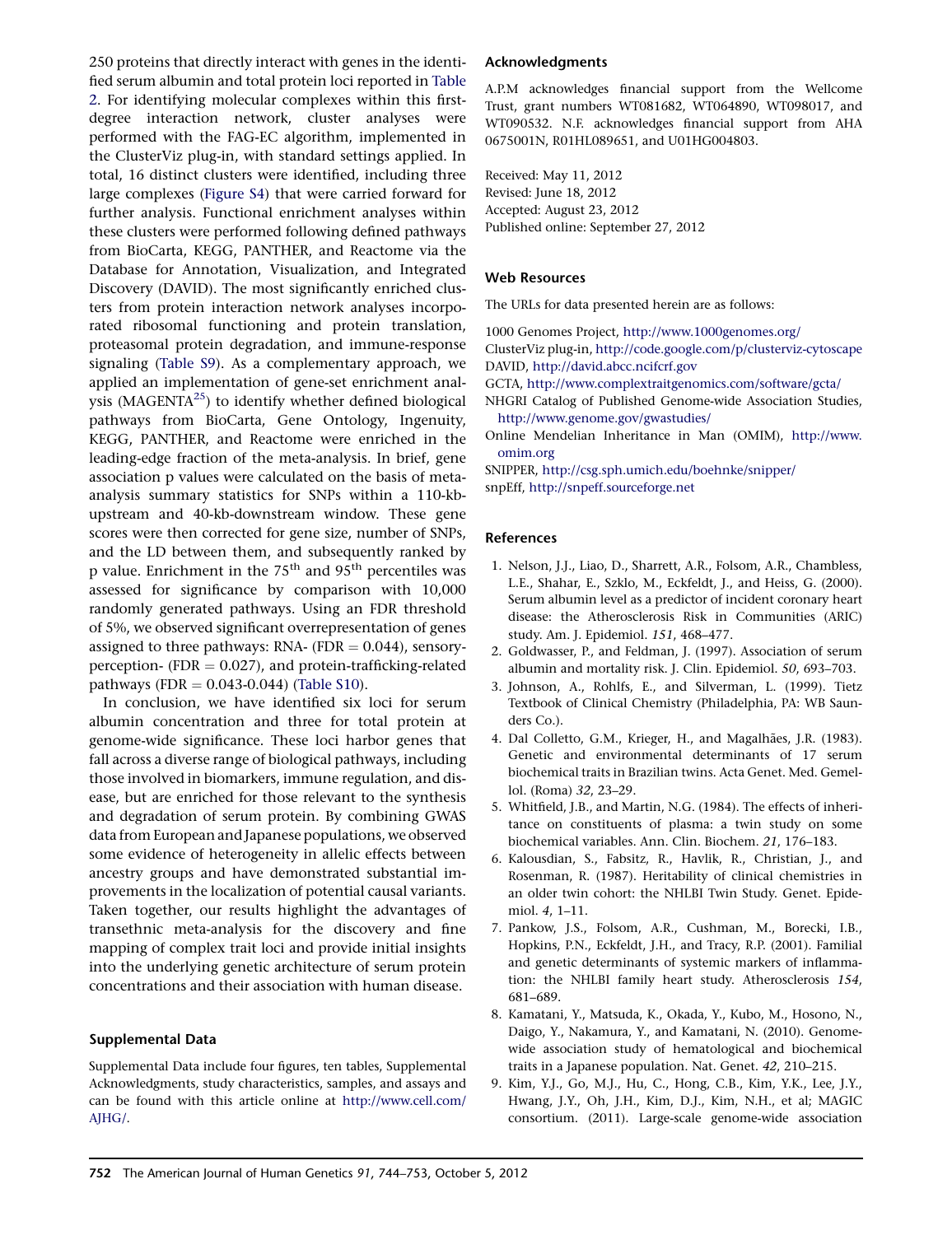250 proteins that directly interact with genes in the identified serum albumin and total protein loci reported in Table 2. For identifying molecular complexes within this first-degree interaction network, cluster analyses were performed with the FAG-EC algorithm, implemented in the ClusterViz plug-in, with standard settings applied. In total, 16 distinct clusters were identified, including three large complexes (Figure S4) that were carried forward for further analysis. Functional enrichment analyses within these clusters were performed following defined pathways from BioCarta, KEGG, PANTHER, and Reactome via the Database for Annotation, Visualization, and Integrated Discovery (DAVID). The most significantly enriched clusters from protein interaction network analyses incorporated ribosomal functioning and protein translation, proteasomal protein degradation, and immune-response signaling (Table S9). As a complementary approach, we applied an implementation of gene-set enrichment analysis (MAGENTA[25]) to identify whether defined biological pathways from BioCarta, Gene Ontology, Ingenuity, KEGG, PANTHER, and Reactome were enriched in the leading-edge fraction of the meta-analysis. In brief, gene association p values were calculated on the basis of meta-analysis summary statistics for SNPs within a 110-kb-upstream and 40-kb-downstream window. These gene scores were then corrected for gene size, number of SNPs, and the LD between them, and subsequently ranked by p value. Enrichment in the 75$^{th}$ and 95$^{th}$ percentiles was assessed for significance by comparison with 10,000 randomly generated pathways. Using an FDR threshold of 5%, we observed significant overrepresentation of genes assigned to three pathways: RNA- (FDR = 0.044), sensory-perception- (FDR = 0.027), and protein-trafficking-related pathways (FDR = 0.043-0.044) (Table S10).

In conclusion, we have identified six loci for serum albumin concentration and three for total protein at genome-wide significance. These loci harbor genes that fall across a diverse range of biological pathways, including those involved in biomarkers, immune regulation, and disease, but are enriched for those relevant to the synthesis and degradation of serum protein. By combining GWAS data from European and Japanese populations, we observed some evidence of heterogeneity in allelic effects between ancestry groups and have demonstrated substantial improvements in the localization of potential causal variants. Taken together, our results highlight the advantages of transethnic meta-analysis for the discovery and fine mapping of complex trait loci and provide initial insights into the underlying genetic architecture of serum protein concentrations and their association with human disease.

## Supplemental Data

Supplemental Data include four figures, ten tables, Supplemental Acknowledgments, study characteristics, samples, and assays and can be found with this article online at http://www.cell.com/AJHG/.

## Acknowledgments

A.P.M acknowledges financial support from the Wellcome Trust, grant numbers WT081682, WT064890, WT098017, and WT090532. N.F. acknowledges financial support from AHA 0675001N, R01HL089651, and U01HG004803.

Received: May 11, 2012
Revised: June 18, 2012
Accepted: August 23, 2012
Published online: September 27, 2012

## Web Resources

The URLs for data presented herein are as follows:

1000 Genomes Project, http://www.1000genomes.org/
ClusterViz plug-in, http://code.google.com/p/clusterviz-cytoscape
DAVID, http://david.abcc.ncifcrf.gov
GCTA, http://www.complextraitgenomics.com/software/gcta/
NHGRI Catalog of Published Genome-wide Association Studies, http://www.genome.gov/gwastudies/
Online Mendelian Inheritance in Man (OMIM), http://www.omim.org
SNIPPER, http://csg.sph.umich.edu/boehnke/snipper/
snpEff, http://snpeff.sourceforge.net

## References

1. Nelson, J.J., Liao, D., Sharrett, A.R., Folsom, A.R., Chambless, L.E., Shahar, E., Szklo, M., Eckfeldt, J., and Heiss, G. (2000). Serum albumin level as a predictor of incident coronary heart disease: the Atherosclerosis Risk in Communities (ARIC) study. Am. J. Epidemiol. *151*, 468–477.
2. Goldwasser, P., and Feldman, J. (1997). Association of serum albumin and mortality risk. J. Clin. Epidemiol. *50*, 693–703.
3. Johnson, A., Rohlfs, E., and Silverman, L. (1999). Tietz Textbook of Clinical Chemistry (Philadelphia, PA: WB Saunders Co.).
4. Dal Colletto, G.M., Krieger, H., and Magalhães, J.R. (1983). Genetic and environmental determinants of 17 serum biochemical traits in Brazilian twins. Acta Genet. Med. Gemellol. (Roma) *32*, 23–29.
5. Whitfield, J.B., and Martin, N.G. (1984). The effects of inheritance on constituents of plasma: a twin study on some biochemical variables. Ann. Clin. Biochem. *21*, 176–183.
6. Kalousdian, S., Fabsitz, R., Havlik, R., Christian, J., and Rosenman, R. (1987). Heritability of clinical chemistries in an older twin cohort: the NHLBI Twin Study. Genet. Epidemiol. *4*, 1–11.
7. Pankow, J.S., Folsom, A.R., Cushman, M., Borecki, I.B., Hopkins, P.N., Eckfeldt, J.H., and Tracy, R.P. (2001). Familial and genetic determinants of systemic markers of inflammation: the NHLBI family heart study. Atherosclerosis *154*, 681–689.
8. Kamatani, Y., Matsuda, K., Okada, Y., Kubo, M., Hosono, N., Daigo, Y., Nakamura, Y., and Kamatani, N. (2010). Genome-wide association study of hematological and biochemical traits in a Japanese population. Nat. Genet. *42*, 210–215.
9. Kim, Y.J., Go, M.J., Hu, C., Hong, C.B., Kim, Y.K., Lee, J.Y., Hwang, J.Y., Oh, J.H., Kim, D.J., Kim, N.H., et al; MAGIC consortium. (2011). Large-scale genome-wide association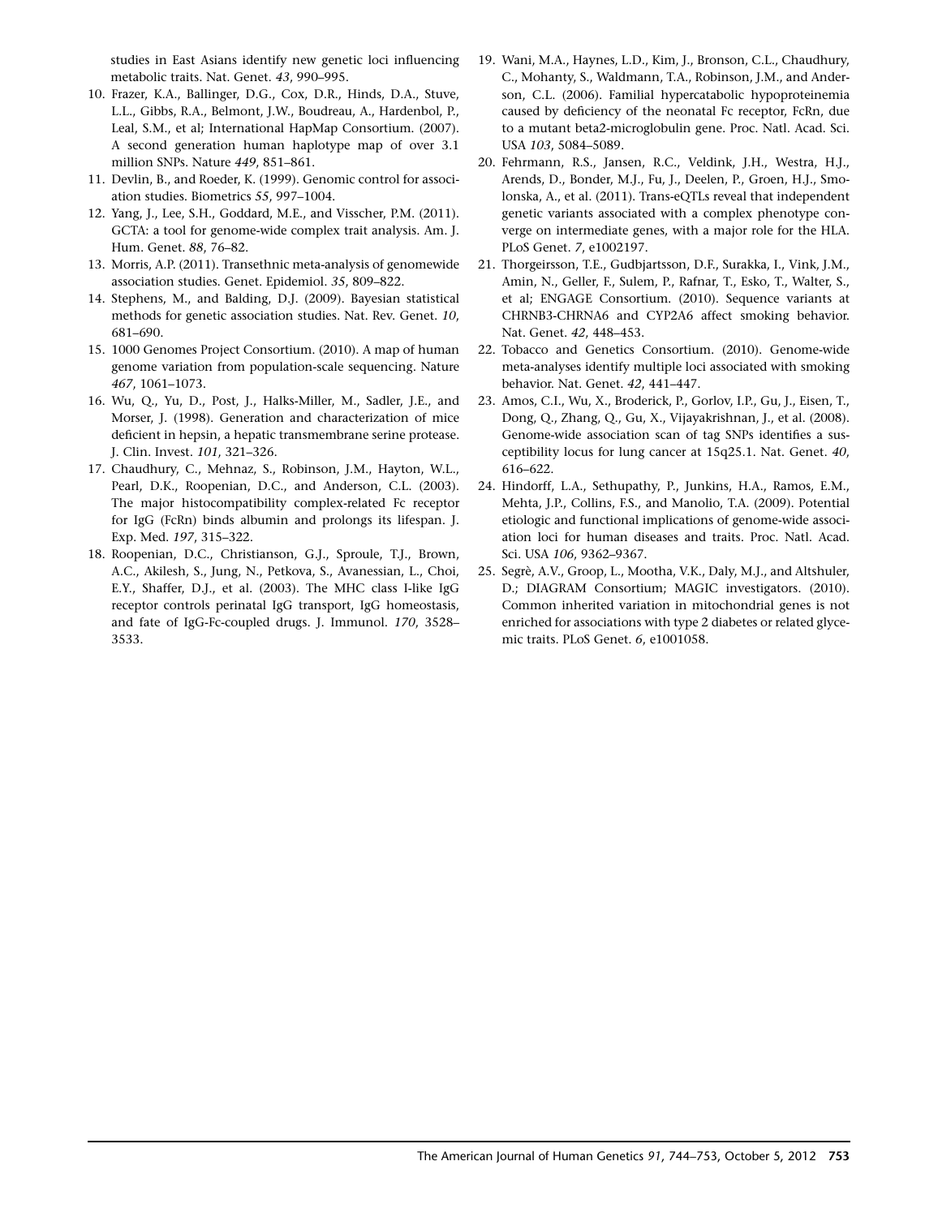studies in East Asians identify new genetic loci influencing metabolic traits. Nat. Genet. *43*, 990–995.

10. Frazer, K.A., Ballinger, D.G., Cox, D.R., Hinds, D.A., Stuve, L.L., Gibbs, R.A., Belmont, J.W., Boudreau, A., Hardenbol, P., Leal, S.M., et al; International HapMap Consortium. (2007). A second generation human haplotype map of over 3.1 million SNPs. Nature *449*, 851–861.
11. Devlin, B., and Roeder, K. (1999). Genomic control for association studies. Biometrics *55*, 997–1004.
12. Yang, J., Lee, S.H., Goddard, M.E., and Visscher, P.M. (2011). GCTA: a tool for genome-wide complex trait analysis. Am. J. Hum. Genet. *88*, 76–82.
13. Morris, A.P. (2011). Transethnic meta-analysis of genomewide association studies. Genet. Epidemiol. *35*, 809–822.
14. Stephens, M., and Balding, D.J. (2009). Bayesian statistical methods for genetic association studies. Nat. Rev. Genet. *10*, 681–690.
15. 1000 Genomes Project Consortium. (2010). A map of human genome variation from population-scale sequencing. Nature *467*, 1061–1073.
16. Wu, Q., Yu, D., Post, J., Halks-Miller, M., Sadler, J.E., and Morser, J. (1998). Generation and characterization of mice deficient in hepsin, a hepatic transmembrane serine protease. J. Clin. Invest. *101*, 321–326.
17. Chaudhury, C., Mehnaz, S., Robinson, J.M., Hayton, W.L., Pearl, D.K., Roopenian, D.C., and Anderson, C.L. (2003). The major histocompatibility complex-related Fc receptor for IgG (FcRn) binds albumin and prolongs its lifespan. J. Exp. Med. *197*, 315–322.
18. Roopenian, D.C., Christianson, G.J., Sproule, T.J., Brown, A.C., Akilesh, S., Jung, N., Petkova, S., Avanessian, L., Choi, E.Y., Shaffer, D.J., et al. (2003). The MHC class I-like IgG receptor controls perinatal IgG transport, IgG homeostasis, and fate of IgG-Fc-coupled drugs. J. Immunol. *170*, 3528–3533.
19. Wani, M.A., Haynes, L.D., Kim, J., Bronson, C.L., Chaudhury, C., Mohanty, S., Waldmann, T.A., Robinson, J.M., and Anderson, C.L. (2006). Familial hypercatabolic hypoproteinemia caused by deficiency of the neonatal Fc receptor, FcRn, due to a mutant beta2-microglobulin gene. Proc. Natl. Acad. Sci. USA *103*, 5084–5089.
20. Fehrmann, R.S., Jansen, R.C., Veldink, J.H., Westra, H.J., Arends, D., Bonder, M.J., Fu, J., Deelen, P., Groen, H.J., Smolonska, A., et al. (2011). Trans-eQTLs reveal that independent genetic variants associated with a complex phenotype converge on intermediate genes, with a major role for the HLA. PLoS Genet. *7*, e1002197.
21. Thorgeirsson, T.E., Gudbjartsson, D.F., Surakka, I., Vink, J.M., Amin, N., Geller, F., Sulem, P., Rafnar, T., Esko, T., Walter, S., et al; ENGAGE Consortium. (2010). Sequence variants at CHRNB3-CHRNA6 and CYP2A6 affect smoking behavior. Nat. Genet. *42*, 448–453.
22. Tobacco and Genetics Consortium. (2010). Genome-wide meta-analyses identify multiple loci associated with smoking behavior. Nat. Genet. *42*, 441–447.
23. Amos, C.I., Wu, X., Broderick, P., Gorlov, I.P., Gu, J., Eisen, T., Dong, Q., Zhang, Q., Gu, X., Vijayakrishnan, J., et al. (2008). Genome-wide association scan of tag SNPs identifies a susceptibility locus for lung cancer at 15q25.1. Nat. Genet. *40*, 616–622.
24. Hindorff, L.A., Sethupathy, P., Junkins, H.A., Ramos, E.M., Mehta, J.P., Collins, F.S., and Manolio, T.A. (2009). Potential etiologic and functional implications of genome-wide association loci for human diseases and traits. Proc. Natl. Acad. Sci. USA *106*, 9362–9367.
25. Segrè, A.V., Groop, L., Mootha, V.K., Daly, M.J., and Altshuler, D.; DIAGRAM Consortium; MAGIC investigators. (2010). Common inherited variation in mitochondrial genes is not enriched for associations with type 2 diabetes or related glycemic traits. PLoS Genet. *6*, e1001058.